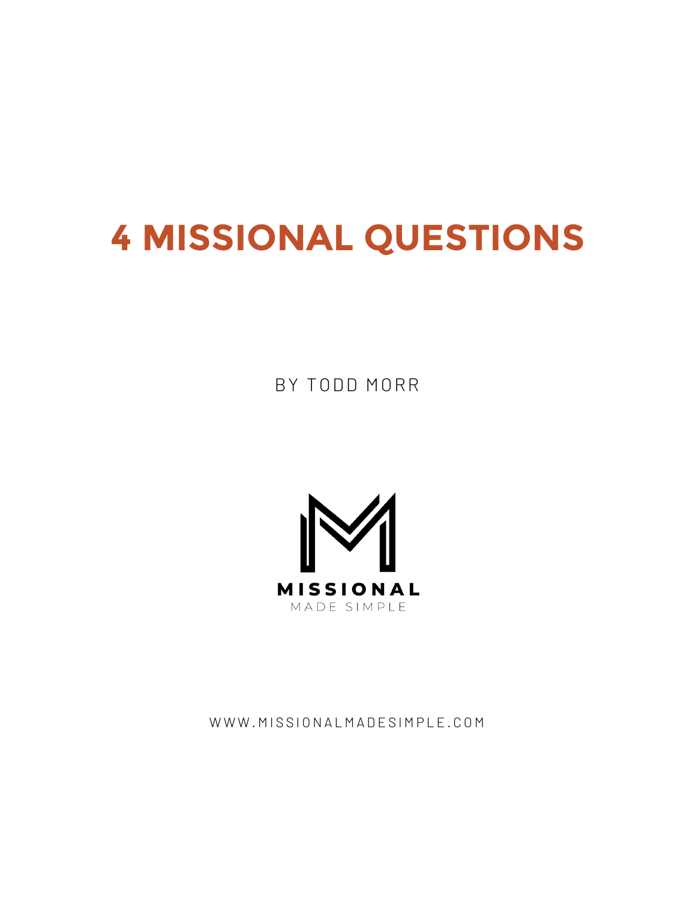# 4 MISSIONAL QUESTIONS

BY TODD MORR

MISSIONAL

MADE SIMPLE

WWW.MISSIONALMADESIMPLE.COM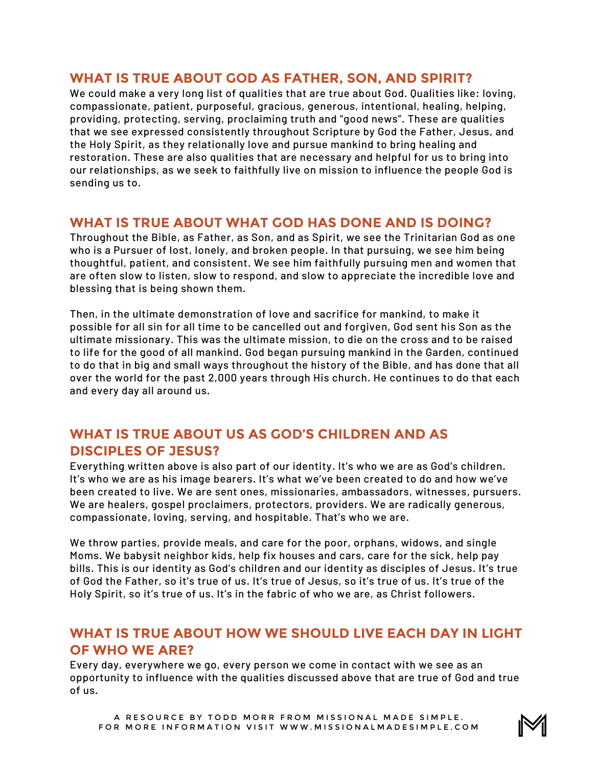## WHAT IS TRUE ABOUT GOD AS FATHER, SON, AND SPIRIT?

We could make a very long list of qualities that are true about God. Qualities like: loving, compassionate, patient, purposeful, gracious, generous, intentional, healing, helping, providing, protecting, serving, proclaiming truth and "good news". These are qualities that we see expressed consistently throughout Scripture by God the Father, Jesus, and the Holy Spirit, as they relationally love and pursue mankind to bring healing and restoration. These are also qualities that are necessary and helpful for us to bring into our relationships, as we seek to faithfully live on mission to influence the people God is sending us to.

## WHAT IS TRUE ABOUT WHAT GOD HAS DONE AND IS DOING?

Throughout the Bible, as Father, as Son, and as Spirit, we see the Trinitarian God as one who is a Pursuer of lost, lonely, and broken people. In that pursuing, we see him being thoughtful, patient, and consistent. We see him faithfully pursuing men and women that are often slow to listen, slow to respond, and slow to appreciate the incredible love and blessing that is being shown them.

Then, in the ultimate demonstration of love and sacrifice for mankind, to make it possible for all sin for all time to be cancelled out and forgiven, God sent his Son as the ultimate missionary. This was the ultimate mission, to die on the cross and to be raised to life for the good of all mankind. God began pursuing mankind in the Garden, continued to do that in big and small ways throughout the history of the Bible, and has done that all over the world for the past 2,000 years through His church. He continues to do that each and every day all around us.

## WHAT IS TRUE ABOUT US AS GOD'S CHILDREN AND AS DISCIPLES OF JESUS?

Everything written above is also part of our identity. It's who we are as God's children. It's who we are as his image bearers. It's what we've been created to do and how we've been created to live. We are sent ones, missionaries, ambassadors, witnesses, pursuers. We are healers, gospel proclaimers, protectors, providers. We are radically generous, compassionate, loving, serving, and hospitable. That's who we are.

We throw parties, provide meals, and care for the poor, orphans, widows, and single Moms. We babysit neighbor kids, help fix houses and cars, care for the sick, help pay bills. This is our identity as God's children and our identity as disciples of Jesus. It's true of God the Father, so it's true of us. It's true of Jesus, so it's true of us. It's true of the Holy Spirit, so it's true of us. It's in the fabric of who we are, as Christ followers.

## WHAT IS TRUE ABOUT HOW WE SHOULD LIVE EACH DAY IN LIGHT OF WHO WE ARE?

Every day, everywhere we go, every person we come in contact with we see as an opportunity to influence with the qualities discussed above that are true of God and true of us.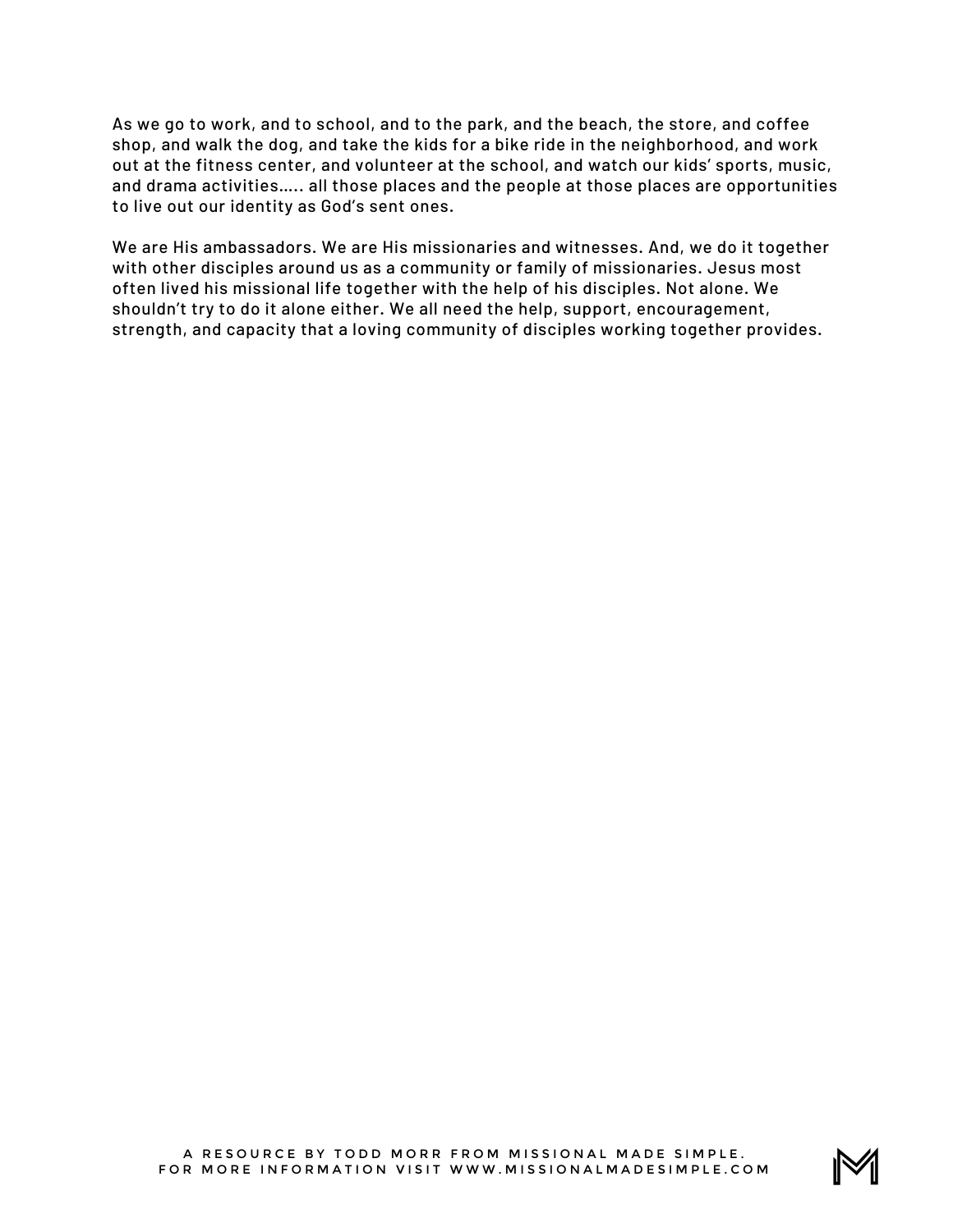As we go to work, and to school, and to the park, and the beach, the store, and coffee shop, and walk the dog, and take the kids for a bike ride in the neighborhood, and work out at the fitness center, and volunteer at the school, and watch our kids' sports, music, and drama activities..... all those places and the people at those places are opportunities to live out our identity as God's sent ones.

We are His ambassadors. We are His missionaries and witnesses. And, we do it together with other disciples around us as a community or family of missionaries. Jesus most often lived his missional life together with the help of his disciples. Not alone. We shouldn't try to do it alone either. We all need the help, support, encouragement, strength, and capacity that a loving community of disciples working together provides.